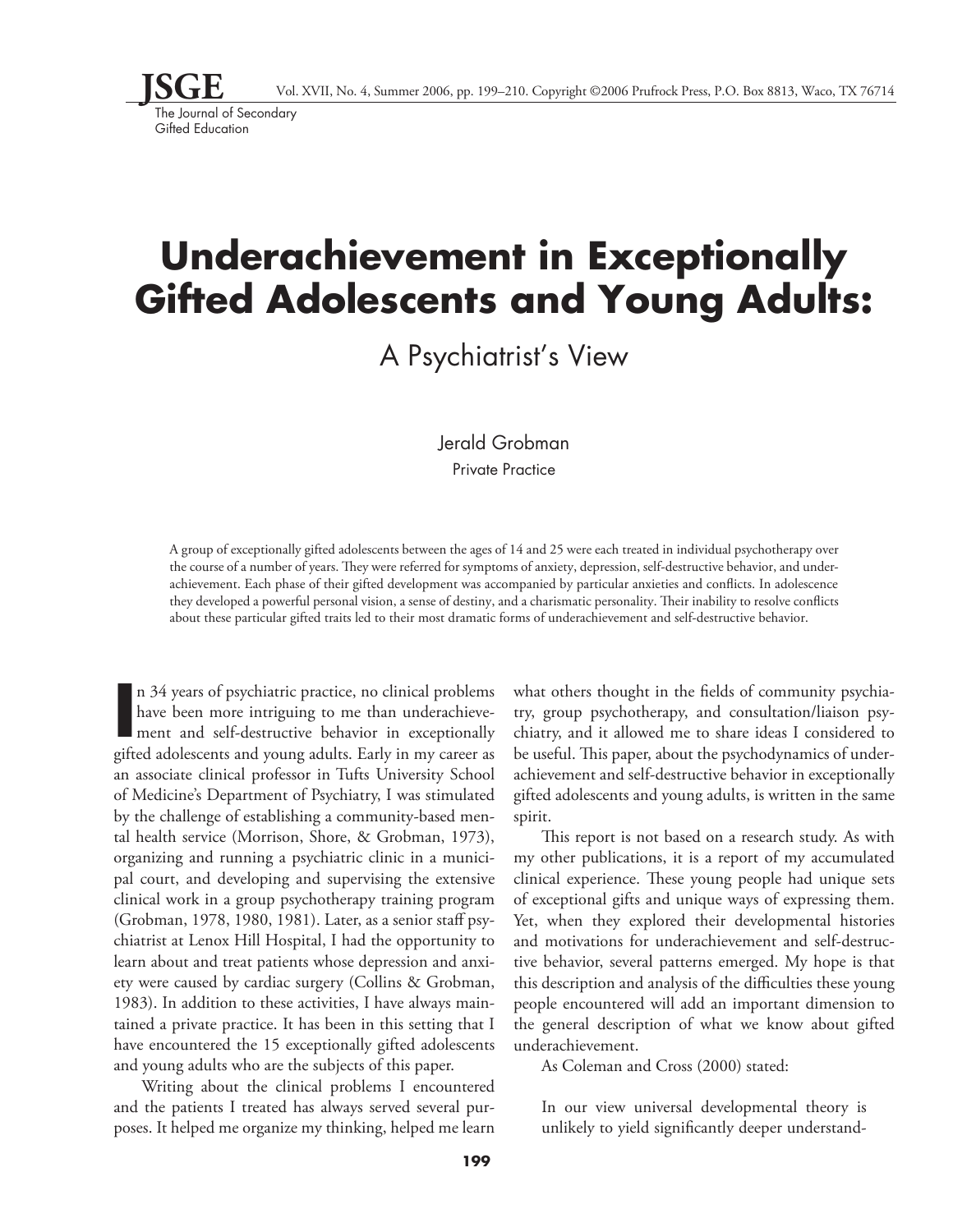# Underachievement in Exceptionally Gifted Adolescents and Young Adults:

## A Psychiatrist's View

Jerald Grobman

Private Practice

A group of exceptionally gifted adolescents between the ages of 14 and 25 were each treated in individual psychotherapy over the course of a number of years. They were referred for symptoms of anxiety, depression, self-destructive behavior, and underachievement. Each phase of their gifted development was accompanied by particular anxieties and conflicts. In adolescence they developed a powerful personal vision, a sense of destiny, and a charismatic personality. Their inability to resolve conflicts about these particular gifted traits led to their most dramatic forms of underachievement and self-destructive behavior.

In 34 years of psychiatric practice, no clinical problems have been more intriguing to me than underachievement and self-destructive behavior in exceptionally gifted adolescents and young adults. Early in my career as an associate clinical professor in Tufts University School of Medicine's Department of Psychiatry, I was stimulated by the challenge of establishing a community-based mental health service (Morrison, Shore, & Grobman, 1973), organizing and running a psychiatric clinic in a municipal court, and developing and supervising the extensive clinical work in a group psychotherapy training program (Grobman, 1978, 1980, 1981). Later, as a senior staff psychiatrist at Lenox Hill Hospital, I had the opportunity to learn about and treat patients whose depression and anxiety were caused by cardiac surgery (Collins & Grobman, 1983). In addition to these activities, I have always maintained a private practice. It has been in this setting that I have encountered the 15 exceptionally gifted adolescents and young adults who are the subjects of this paper.

Writing about the clinical problems I encountered and the patients I treated has always served several purposes. It helped me organize my thinking, helped me learn what others thought in the fields of community psychiatry, group psychotherapy, and consultation/liaison psychiatry, and it allowed me to share ideas I considered to be useful. This paper, about the psychodynamics of underachievement and self-destructive behavior in exceptionally gifted adolescents and young adults, is written in the same spirit.

This report is not based on a research study. As with my other publications, it is a report of my accumulated clinical experience. These young people had unique sets of exceptional gifts and unique ways of expressing them. Yet, when they explored their developmental histories and motivations for underachievement and self-destructive behavior, several patterns emerged. My hope is that this description and analysis of the difficulties these young people encountered will add an important dimension to the general description of what we know about gifted underachievement.

As Coleman and Cross (2000) stated:

> In our view universal developmental theory is unlikely to yield significantly deeper understand-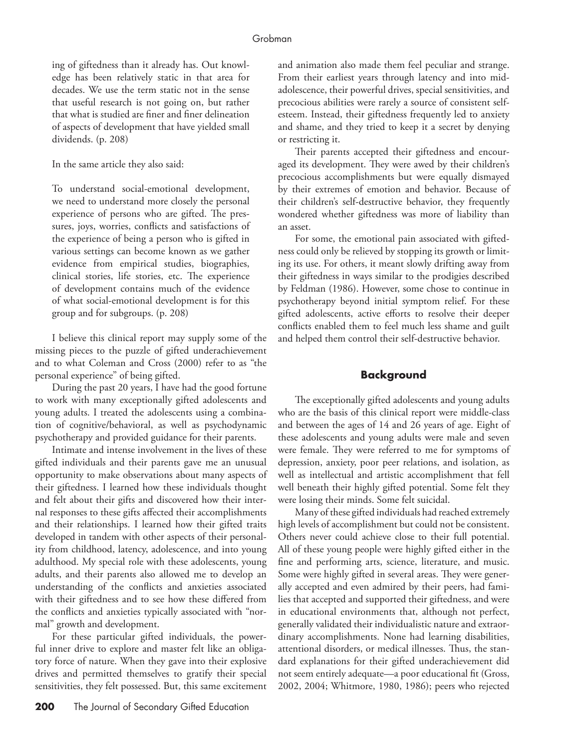ing of giftedness than it already has. Out knowledge has been relatively static in that area for decades. We use the term static not in the sense that useful research is not going on, but rather that what is studied are finer and finer delineation of aspects of development that have yielded small dividends. (p. 208)

In the same article they also said:

> To understand social-emotional development, we need to understand more closely the personal experience of persons who are gifted. The pressures, joys, worries, conflicts and satisfactions of the experience of being a person who is gifted in various settings can become known as we gather evidence from empirical studies, biographies, clinical stories, life stories, etc. The experience of development contains much of the evidence of what social-emotional development is for this group and for subgroups. (p. 208)

I believe this clinical report may supply some of the missing pieces to the puzzle of gifted underachievement and to what Coleman and Cross (2000) refer to as "the personal experience" of being gifted.

During the past 20 years, I have had the good fortune to work with many exceptionally gifted adolescents and young adults. I treated the adolescents using a combination of cognitive/behavioral, as well as psychodynamic psychotherapy and provided guidance for their parents.

Intimate and intense involvement in the lives of these gifted individuals and their parents gave me an unusual opportunity to make observations about many aspects of their giftedness. I learned how these individuals thought and felt about their gifts and discovered how their internal responses to these gifts affected their accomplishments and their relationships. I learned how their gifted traits developed in tandem with other aspects of their personality from childhood, latency, adolescence, and into young adulthood. My special role with these adolescents, young adults, and their parents also allowed me to develop an understanding of the conflicts and anxieties associated with their giftedness and to see how these differed from the conflicts and anxieties typically associated with "normal" growth and development.

For these particular gifted individuals, the powerful inner drive to explore and master felt like an obligatory force of nature. When they gave into their explosive drives and permitted themselves to gratify their special sensitivities, they felt possessed. But, this same excitement and animation also made them feel peculiar and strange. From their earliest years through latency and into mid-adolescence, their powerful drives, special sensitivities, and precocious abilities were rarely a source of consistent self-esteem. Instead, their giftedness frequently led to anxiety and shame, and they tried to keep it a secret by denying or restricting it.

Their parents accepted their giftedness and encouraged its development. They were awed by their children's precocious accomplishments but were equally dismayed by their extremes of emotion and behavior. Because of their children's self-destructive behavior, they frequently wondered whether giftedness was more of liability than an asset.

For some, the emotional pain associated with giftedness could only be relieved by stopping its growth or limiting its use. For others, it meant slowly drifting away from their giftedness in ways similar to the prodigies described by Feldman (1986). However, some chose to continue in psychotherapy beyond initial symptom relief. For these gifted adolescents, active efforts to resolve their deeper conflicts enabled them to feel much less shame and guilt and helped them control their self-destructive behavior.

## Background

The exceptionally gifted adolescents and young adults who are the basis of this clinical report were middle-class and between the ages of 14 and 26 years of age. Eight of these adolescents and young adults were male and seven were female. They were referred to me for symptoms of depression, anxiety, poor peer relations, and isolation, as well as intellectual and artistic accomplishment that fell well beneath their highly gifted potential. Some felt they were losing their minds. Some felt suicidal.

Many of these gifted individuals had reached extremely high levels of accomplishment but could not be consistent. Others never could achieve close to their full potential. All of these young people were highly gifted either in the fine and performing arts, science, literature, and music. Some were highly gifted in several areas. They were generally accepted and even admired by their peers, had families that accepted and supported their giftedness, and were in educational environments that, although not perfect, generally validated their individualistic nature and extraordinary accomplishments. None had learning disabilities, attentional disorders, or medical illnesses. Thus, the standard explanations for their gifted underachievement did not seem entirely adequate—a poor educational fit (Gross, 2002, 2004; Whitmore, 1980, 1986); peers who rejected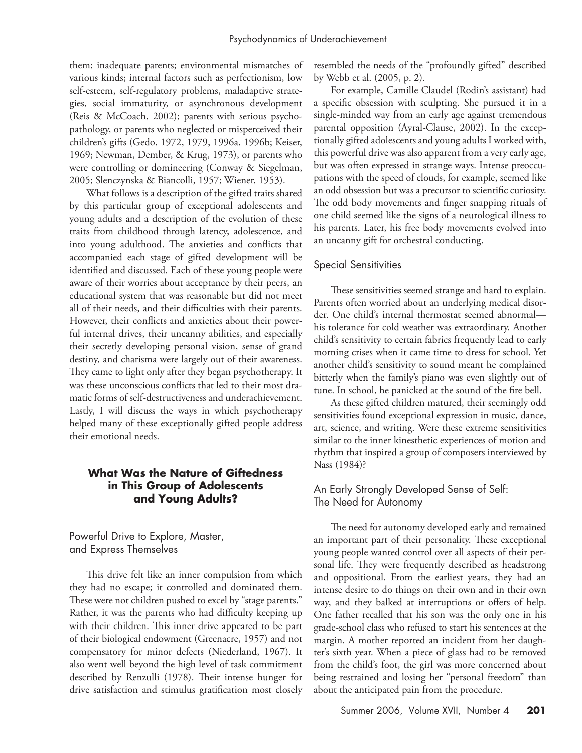them; inadequate parents; environmental mismatches of various kinds; internal factors such as perfectionism, low self-esteem, self-regulatory problems, maladaptive strategies, social immaturity, or asynchronous development (Reis & McCoach, 2002); parents with serious psychopathology, or parents who neglected or misperceived their children's gifts (Gedo, 1972, 1979, 1996a, 1996b; Keiser, 1969; Newman, Dember, & Krug, 1973), or parents who were controlling or domineering (Conway & Siegelman, 2005; Slenczynska & Biancolli, 1957; Wiener, 1953).

What follows is a description of the gifted traits shared by this particular group of exceptional adolescents and young adults and a description of the evolution of these traits from childhood through latency, adolescence, and into young adulthood. The anxieties and conflicts that accompanied each stage of gifted development will be identified and discussed. Each of these young people were aware of their worries about acceptance by their peers, an educational system that was reasonable but did not meet all of their needs, and their difficulties with their parents. However, their conflicts and anxieties about their powerful internal drives, their uncanny abilities, and especially their secretly developing personal vision, sense of grand destiny, and charisma were largely out of their awareness. They came to light only after they began psychotherapy. It was these unconscious conflicts that led to their most dramatic forms of self-destructiveness and underachievement. Lastly, I will discuss the ways in which psychotherapy helped many of these exceptionally gifted people address their emotional needs.

## What Was the Nature of Giftedness in This Group of Adolescents and Young Adults?

### Powerful Drive to Explore, Master, and Express Themselves

This drive felt like an inner compulsion from which they had no escape; it controlled and dominated them. These were not children pushed to excel by "stage parents." Rather, it was the parents who had difficulty keeping up with their children. This inner drive appeared to be part of their biological endowment (Greenacre, 1957) and not compensatory for minor defects (Niederland, 1967). It also went well beyond the high level of task commitment described by Renzulli (1978). Their intense hunger for drive satisfaction and stimulus gratification most closely resembled the needs of the "profoundly gifted" described by Webb et al. (2005, p. 2).

For example, Camille Claudel (Rodin's assistant) had a specific obsession with sculpting. She pursued it in a single-minded way from an early age against tremendous parental opposition (Ayral-Clause, 2002). In the exceptionally gifted adolescents and young adults I worked with, this powerful drive was also apparent from a very early age, but was often expressed in strange ways. Intense preoccupations with the speed of clouds, for example, seemed like an odd obsession but was a precursor to scientific curiosity. The odd body movements and finger snapping rituals of one child seemed like the signs of a neurological illness to his parents. Later, his free body movements evolved into an uncanny gift for orchestral conducting.

### Special Sensitivities

These sensitivities seemed strange and hard to explain. Parents often worried about an underlying medical disorder. One child's internal thermostat seemed abnormal—his tolerance for cold weather was extraordinary. Another child's sensitivity to certain fabrics frequently lead to early morning crises when it came time to dress for school. Yet another child's sensitivity to sound meant he complained bitterly when the family's piano was even slightly out of tune. In school, he panicked at the sound of the fire bell.

As these gifted children matured, their seemingly odd sensitivities found exceptional expression in music, dance, art, science, and writing. Were these extreme sensitivities similar to the inner kinesthetic experiences of motion and rhythm that inspired a group of composers interviewed by Nass (1984)?

### An Early Strongly Developed Sense of Self: The Need for Autonomy

The need for autonomy developed early and remained an important part of their personality. These exceptional young people wanted control over all aspects of their personal life. They were frequently described as headstrong and oppositional. From the earliest years, they had an intense desire to do things on their own and in their own way, and they balked at interruptions or offers of help. One father recalled that his son was the only one in his grade-school class who refused to start his sentences at the margin. A mother reported an incident from her daughter's sixth year. When a piece of glass had to be removed from the child's foot, the girl was more concerned about being restrained and losing her "personal freedom" than about the anticipated pain from the procedure.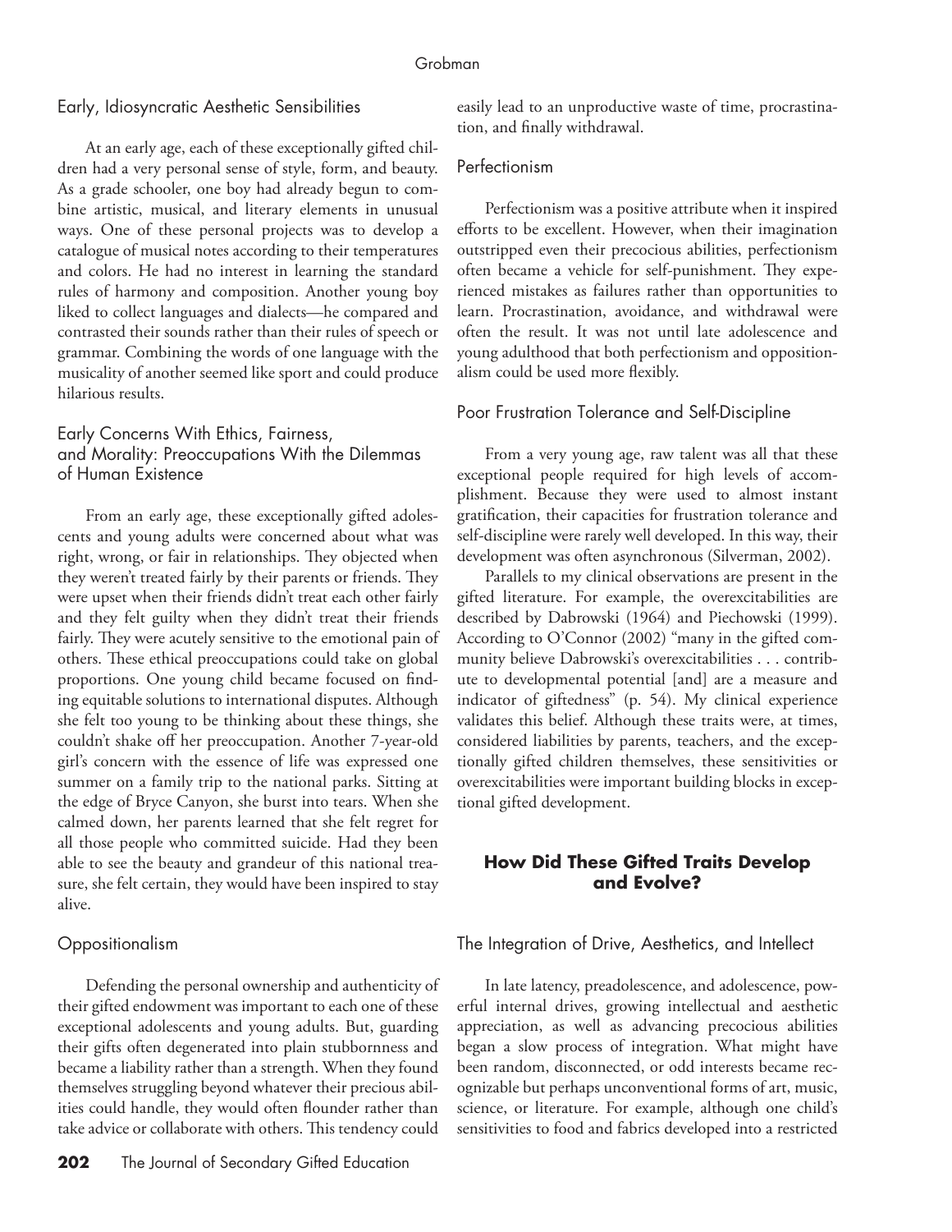### Early, Idiosyncratic Aesthetic Sensibilities

At an early age, each of these exceptionally gifted children had a very personal sense of style, form, and beauty. As a grade schooler, one boy had already begun to combine artistic, musical, and literary elements in unusual ways. One of these personal projects was to develop a catalogue of musical notes according to their temperatures and colors. He had no interest in learning the standard rules of harmony and composition. Another young boy liked to collect languages and dialects—he compared and contrasted their sounds rather than their rules of speech or grammar. Combining the words of one language with the musicality of another seemed like sport and could produce hilarious results.

### Early Concerns With Ethics, Fairness, and Morality: Preoccupations With the Dilemmas of Human Existence

From an early age, these exceptionally gifted adolescents and young adults were concerned about what was right, wrong, or fair in relationships. They objected when they weren't treated fairly by their parents or friends. They were upset when their friends didn't treat each other fairly and they felt guilty when they didn't treat their friends fairly. They were acutely sensitive to the emotional pain of others. These ethical preoccupations could take on global proportions. One young child became focused on finding equitable solutions to international disputes. Although she felt too young to be thinking about these things, she couldn't shake off her preoccupation. Another 7-year-old girl's concern with the essence of life was expressed one summer on a family trip to the national parks. Sitting at the edge of Bryce Canyon, she burst into tears. When she calmed down, her parents learned that she felt regret for all those people who committed suicide. Had they been able to see the beauty and grandeur of this national treasure, she felt certain, they would have been inspired to stay alive.

### Oppositionalism

Defending the personal ownership and authenticity of their gifted endowment was important to each one of these exceptional adolescents and young adults. But, guarding their gifts often degenerated into plain stubbornness and became a liability rather than a strength. When they found themselves struggling beyond whatever their precious abilities could handle, they would often flounder rather than take advice or collaborate with others. This tendency could easily lead to an unproductive waste of time, procrastination, and finally withdrawal.

### Perfectionism

Perfectionism was a positive attribute when it inspired efforts to be excellent. However, when their imagination outstripped even their precocious abilities, perfectionism often became a vehicle for self-punishment. They experienced mistakes as failures rather than opportunities to learn. Procrastination, avoidance, and withdrawal were often the result. It was not until late adolescence and young adulthood that both perfectionism and oppositionalism could be used more flexibly.

### Poor Frustration Tolerance and Self-Discipline

From a very young age, raw talent was all that these exceptional people required for high levels of accomplishment. Because they were used to almost instant gratification, their capacities for frustration tolerance and self-discipline were rarely well developed. In this way, their development was often asynchronous (Silverman, 2002).

Parallels to my clinical observations are present in the gifted literature. For example, the overexcitabilities are described by Dabrowski (1964) and Piechowski (1999). According to O'Connor (2002) "many in the gifted community believe Dabrowski's overexcitabilities . . . contribute to developmental potential [and] are a measure and indicator of giftedness" (p. 54). My clinical experience validates this belief. Although these traits were, at times, considered liabilities by parents, teachers, and the exceptionally gifted children themselves, these sensitivities or overexcitabilities were important building blocks in exceptional gifted development.

## How Did These Gifted Traits Develop and Evolve?

### The Integration of Drive, Aesthetics, and Intellect

In late latency, preadolescence, and adolescence, powerful internal drives, growing intellectual and aesthetic appreciation, as well as advancing precocious abilities began a slow process of integration. What might have been random, disconnected, or odd interests became recognizable but perhaps unconventional forms of art, music, science, or literature. For example, although one child's sensitivities to food and fabrics developed into a restricted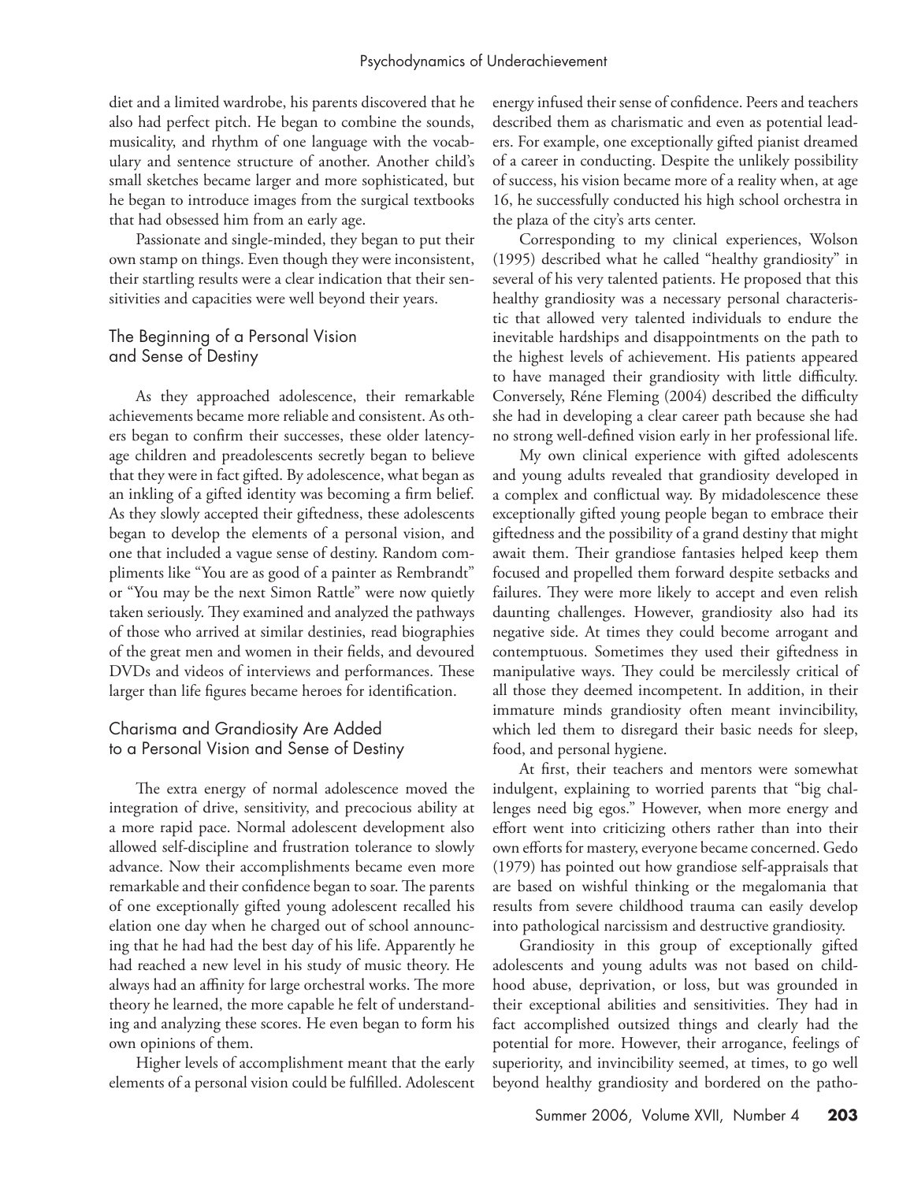diet and a limited wardrobe, his parents discovered that he also had perfect pitch. He began to combine the sounds, musicality, and rhythm of one language with the vocabulary and sentence structure of another. Another child's small sketches became larger and more sophisticated, but he began to introduce images from the surgical textbooks that had obsessed him from an early age.

Passionate and single-minded, they began to put their own stamp on things. Even though they were inconsistent, their startling results were a clear indication that their sensitivities and capacities were well beyond their years.

## The Beginning of a Personal Vision and Sense of Destiny

As they approached adolescence, their remarkable achievements became more reliable and consistent. As others began to confirm their successes, these older latency-age children and preadolescents secretly began to believe that they were in fact gifted. By adolescence, what began as an inkling of a gifted identity was becoming a firm belief. As they slowly accepted their giftedness, these adolescents began to develop the elements of a personal vision, and one that included a vague sense of destiny. Random compliments like "You are as good of a painter as Rembrandt" or "You may be the next Simon Rattle" were now quietly taken seriously. They examined and analyzed the pathways of those who arrived at similar destinies, read biographies of the great men and women in their fields, and devoured DVDs and videos of interviews and performances. These larger than life figures became heroes for identification.

## Charisma and Grandiosity Are Added to a Personal Vision and Sense of Destiny

The extra energy of normal adolescence moved the integration of drive, sensitivity, and precocious ability at a more rapid pace. Normal adolescent development also allowed self-discipline and frustration tolerance to slowly advance. Now their accomplishments became even more remarkable and their confidence began to soar. The parents of one exceptionally gifted young adolescent recalled his elation one day when he charged out of school announcing that he had had the best day of his life. Apparently he had reached a new level in his study of music theory. He always had an affinity for large orchestral works. The more theory he learned, the more capable he felt of understanding and analyzing these scores. He even began to form his own opinions of them.

Higher levels of accomplishment meant that the early elements of a personal vision could be fulfilled. Adolescent energy infused their sense of confidence. Peers and teachers described them as charismatic and even as potential leaders. For example, one exceptionally gifted pianist dreamed of a career in conducting. Despite the unlikely possibility of success, his vision became more of a reality when, at age 16, he successfully conducted his high school orchestra in the plaza of the city's arts center.

Corresponding to my clinical experiences, Wolson (1995) described what he called "healthy grandiosity" in several of his very talented patients. He proposed that this healthy grandiosity was a necessary personal characteristic that allowed very talented individuals to endure the inevitable hardships and disappointments on the path to the highest levels of achievement. His patients appeared to have managed their grandiosity with little difficulty. Conversely, Réne Fleming (2004) described the difficulty she had in developing a clear career path because she had no strong well-defined vision early in her professional life.

My own clinical experience with gifted adolescents and young adults revealed that grandiosity developed in a complex and conflictual way. By midadolescence these exceptionally gifted young people began to embrace their giftedness and the possibility of a grand destiny that might await them. Their grandiose fantasies helped keep them focused and propelled them forward despite setbacks and failures. They were more likely to accept and even relish daunting challenges. However, grandiosity also had its negative side. At times they could become arrogant and contemptuous. Sometimes they used their giftedness in manipulative ways. They could be mercilessly critical of all those they deemed incompetent. In addition, in their immature minds grandiosity often meant invincibility, which led them to disregard their basic needs for sleep, food, and personal hygiene.

At first, their teachers and mentors were somewhat indulgent, explaining to worried parents that "big challenges need big egos." However, when more energy and effort went into criticizing others rather than into their own efforts for mastery, everyone became concerned. Gedo (1979) has pointed out how grandiose self-appraisals that are based on wishful thinking or the megalomania that results from severe childhood trauma can easily develop into pathological narcissism and destructive grandiosity.

Grandiosity in this group of exceptionally gifted adolescents and young adults was not based on childhood abuse, deprivation, or loss, but was grounded in their exceptional abilities and sensitivities. They had in fact accomplished outsized things and clearly had the potential for more. However, their arrogance, feelings of superiority, and invincibility seemed, at times, to go well beyond healthy grandiosity and bordered on the patho-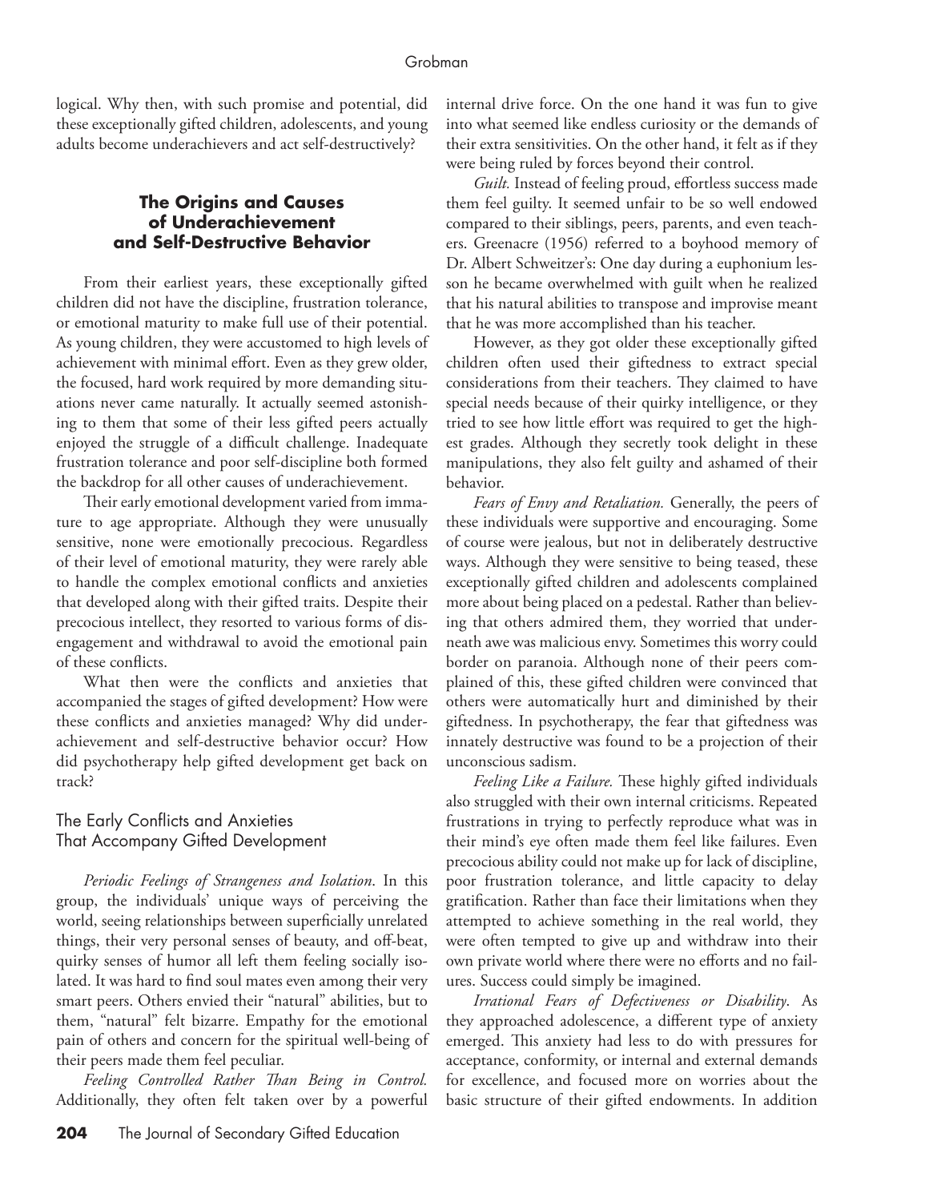logical. Why then, with such promise and potential, did these exceptionally gifted children, adolescents, and young adults become underachievers and act self-destructively?

## The Origins and Causes of Underachievement and Self-Destructive Behavior

From their earliest years, these exceptionally gifted children did not have the discipline, frustration tolerance, or emotional maturity to make full use of their potential. As young children, they were accustomed to high levels of achievement with minimal effort. Even as they grew older, the focused, hard work required by more demanding situations never came naturally. It actually seemed astonishing to them that some of their less gifted peers actually enjoyed the struggle of a difficult challenge. Inadequate frustration tolerance and poor self-discipline both formed the backdrop for all other causes of underachievement.

Their early emotional development varied from immature to age appropriate. Although they were unusually sensitive, none were emotionally precocious. Regardless of their level of emotional maturity, they were rarely able to handle the complex emotional conflicts and anxieties that developed along with their gifted traits. Despite their precocious intellect, they resorted to various forms of disengagement and withdrawal to avoid the emotional pain of these conflicts.

What then were the conflicts and anxieties that accompanied the stages of gifted development? How were these conflicts and anxieties managed? Why did underachievement and self-destructive behavior occur? How did psychotherapy help gifted development get back on track?

### The Early Conflicts and Anxieties That Accompany Gifted Development

*Periodic Feelings of Strangeness and Isolation*. In this group, the individuals' unique ways of perceiving the world, seeing relationships between superficially unrelated things, their very personal senses of beauty, and off-beat, quirky senses of humor all left them feeling socially isolated. It was hard to find soul mates even among their very smart peers. Others envied their "natural" abilities, but to them, "natural" felt bizarre. Empathy for the emotional pain of others and concern for the spiritual well-being of their peers made them feel peculiar.

*Feeling Controlled Rather Than Being in Control.* Additionally, they often felt taken over by a powerful internal drive force. On the one hand it was fun to give into what seemed like endless curiosity or the demands of their extra sensitivities. On the other hand, it felt as if they were being ruled by forces beyond their control.

*Guilt.* Instead of feeling proud, effortless success made them feel guilty. It seemed unfair to be so well endowed compared to their siblings, peers, parents, and even teachers. Greenacre (1956) referred to a boyhood memory of Dr. Albert Schweitzer's: One day during a euphonium lesson he became overwhelmed with guilt when he realized that his natural abilities to transpose and improvise meant that he was more accomplished than his teacher.

However, as they got older these exceptionally gifted children often used their giftedness to extract special considerations from their teachers. They claimed to have special needs because of their quirky intelligence, or they tried to see how little effort was required to get the highest grades. Although they secretly took delight in these manipulations, they also felt guilty and ashamed of their behavior.

*Fears of Envy and Retaliation.* Generally, the peers of these individuals were supportive and encouraging. Some of course were jealous, but not in deliberately destructive ways. Although they were sensitive to being teased, these exceptionally gifted children and adolescents complained more about being placed on a pedestal. Rather than believing that others admired them, they worried that underneath awe was malicious envy. Sometimes this worry could border on paranoia. Although none of their peers complained of this, these gifted children were convinced that others were automatically hurt and diminished by their giftedness. In psychotherapy, the fear that giftedness was innately destructive was found to be a projection of their unconscious sadism.

*Feeling Like a Failure.* These highly gifted individuals also struggled with their own internal criticisms. Repeated frustrations in trying to perfectly reproduce what was in their mind's eye often made them feel like failures. Even precocious ability could not make up for lack of discipline, poor frustration tolerance, and little capacity to delay gratification. Rather than face their limitations when they attempted to achieve something in the real world, they were often tempted to give up and withdraw into their own private world where there were no efforts and no failures. Success could simply be imagined.

*Irrational Fears of Defectiveness or Disability*. As they approached adolescence, a different type of anxiety emerged. This anxiety had less to do with pressures for acceptance, conformity, or internal and external demands for excellence, and focused more on worries about the basic structure of their gifted endowments. In addition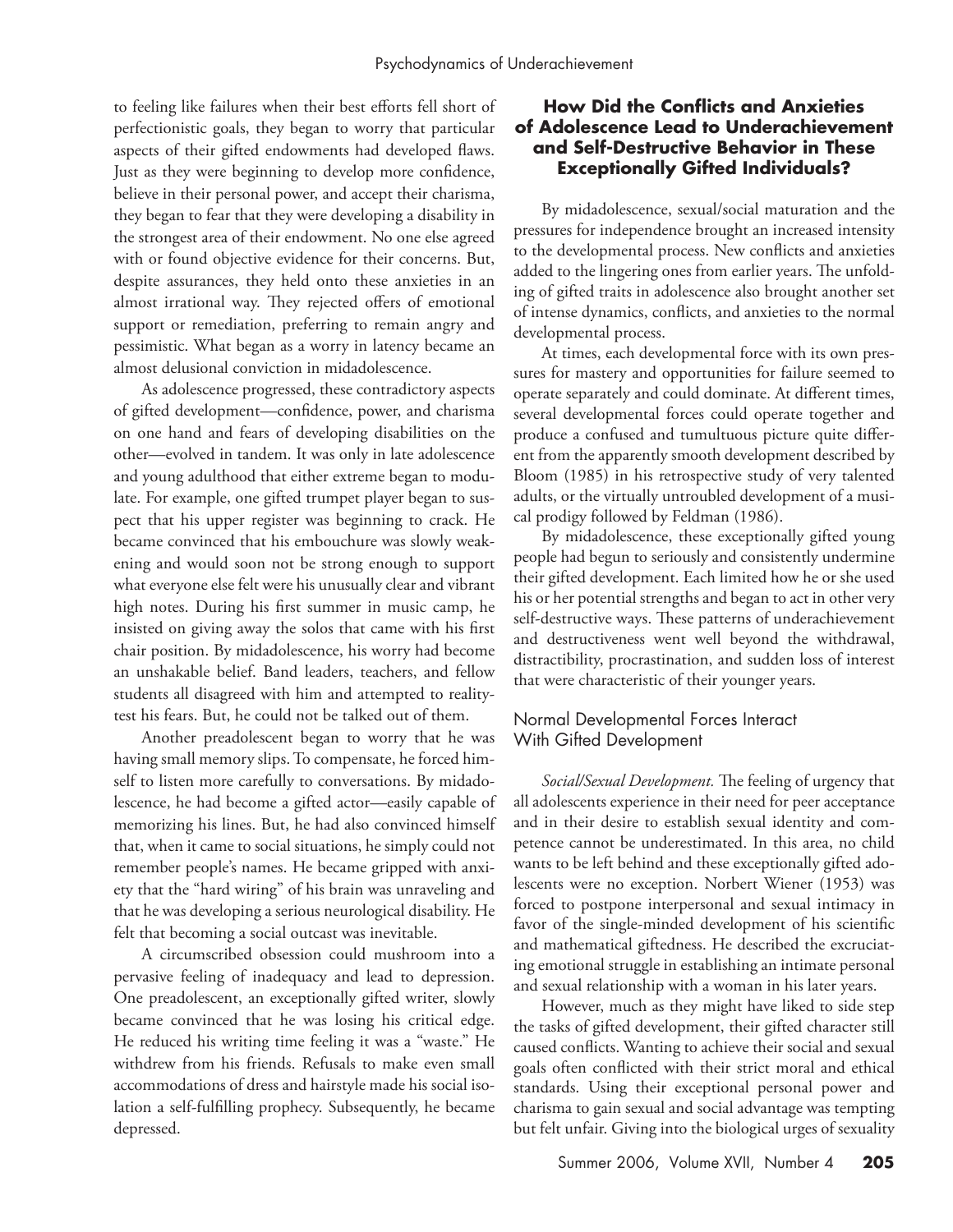to feeling like failures when their best efforts fell short of perfectionistic goals, they began to worry that particular aspects of their gifted endowments had developed flaws. Just as they were beginning to develop more confidence, believe in their personal power, and accept their charisma, they began to fear that they were developing a disability in the strongest area of their endowment. No one else agreed with or found objective evidence for their concerns. But, despite assurances, they held onto these anxieties in an almost irrational way. They rejected offers of emotional support or remediation, preferring to remain angry and pessimistic. What began as a worry in latency became an almost delusional conviction in midadolescence.

As adolescence progressed, these contradictory aspects of gifted development—confidence, power, and charisma on one hand and fears of developing disabilities on the other—evolved in tandem. It was only in late adolescence and young adulthood that either extreme began to modulate. For example, one gifted trumpet player began to suspect that his upper register was beginning to crack. He became convinced that his embouchure was slowly weakening and would soon not be strong enough to support what everyone else felt were his unusually clear and vibrant high notes. During his first summer in music camp, he insisted on giving away the solos that came with his first chair position. By midadolescence, his worry had become an unshakable belief. Band leaders, teachers, and fellow students all disagreed with him and attempted to reality-test his fears. But, he could not be talked out of them.

Another preadolescent began to worry that he was having small memory slips. To compensate, he forced himself to listen more carefully to conversations. By midadolescence, he had become a gifted actor—easily capable of memorizing his lines. But, he had also convinced himself that, when it came to social situations, he simply could not remember people's names. He became gripped with anxiety that the "hard wiring" of his brain was unraveling and that he was developing a serious neurological disability. He felt that becoming a social outcast was inevitable.

A circumscribed obsession could mushroom into a pervasive feeling of inadequacy and lead to depression. One preadolescent, an exceptionally gifted writer, slowly became convinced that he was losing his critical edge. He reduced his writing time feeling it was a "waste." He withdrew from his friends. Refusals to make even small accommodations of dress and hairstyle made his social isolation a self-fulfilling prophecy. Subsequently, he became depressed.

## How Did the Conflicts and Anxieties of Adolescence Lead to Underachievement and Self-Destructive Behavior in These Exceptionally Gifted Individuals?

By midadolescence, sexual/social maturation and the pressures for independence brought an increased intensity to the developmental process. New conflicts and anxieties added to the lingering ones from earlier years. The unfolding of gifted traits in adolescence also brought another set of intense dynamics, conflicts, and anxieties to the normal developmental process.

At times, each developmental force with its own pressures for mastery and opportunities for failure seemed to operate separately and could dominate. At different times, several developmental forces could operate together and produce a confused and tumultuous picture quite different from the apparently smooth development described by Bloom (1985) in his retrospective study of very talented adults, or the virtually untroubled development of a musical prodigy followed by Feldman (1986).

By midadolescence, these exceptionally gifted young people had begun to seriously and consistently undermine their gifted development. Each limited how he or she used his or her potential strengths and began to act in other very self-destructive ways. These patterns of underachievement and destructiveness went well beyond the withdrawal, distractibility, procrastination, and sudden loss of interest that were characteristic of their younger years.

### Normal Developmental Forces Interact With Gifted Development

*Social/Sexual Development.* The feeling of urgency that all adolescents experience in their need for peer acceptance and in their desire to establish sexual identity and competence cannot be underestimated. In this area, no child wants to be left behind and these exceptionally gifted adolescents were no exception. Norbert Wiener (1953) was forced to postpone interpersonal and sexual intimacy in favor of the single-minded development of his scientific and mathematical giftedness. He described the excruciating emotional struggle in establishing an intimate personal and sexual relationship with a woman in his later years.

However, much as they might have liked to side step the tasks of gifted development, their gifted character still caused conflicts. Wanting to achieve their social and sexual goals often conflicted with their strict moral and ethical standards. Using their exceptional personal power and charisma to gain sexual and social advantage was tempting but felt unfair. Giving into the biological urges of sexuality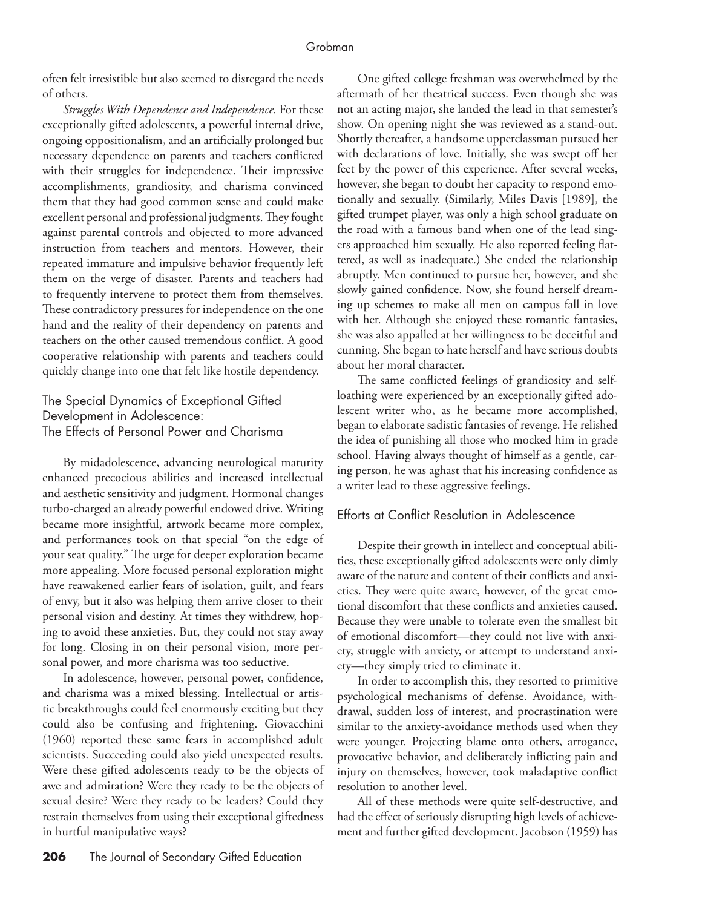often felt irresistible but also seemed to disregard the needs of others.

*Struggles With Dependence and Independence.* For these exceptionally gifted adolescents, a powerful internal drive, ongoing oppositionalism, and an artificially prolonged but necessary dependence on parents and teachers conflicted with their struggles for independence. Their impressive accomplishments, grandiosity, and charisma convinced them that they had good common sense and could make excellent personal and professional judgments. They fought against parental controls and objected to more advanced instruction from teachers and mentors. However, their repeated immature and impulsive behavior frequently left them on the verge of disaster. Parents and teachers had to frequently intervene to protect them from themselves. These contradictory pressures for independence on the one hand and the reality of their dependency on parents and teachers on the other caused tremendous conflict. A good cooperative relationship with parents and teachers could quickly change into one that felt like hostile dependency.

## The Special Dynamics of Exceptional Gifted Development in Adolescence: The Effects of Personal Power and Charisma

By midadolescence, advancing neurological maturity enhanced precocious abilities and increased intellectual and aesthetic sensitivity and judgment. Hormonal changes turbo-charged an already powerful endowed drive. Writing became more insightful, artwork became more complex, and performances took on that special "on the edge of your seat quality." The urge for deeper exploration became more appealing. More focused personal exploration might have reawakened earlier fears of isolation, guilt, and fears of envy, but it also was helping them arrive closer to their personal vision and destiny. At times they withdrew, hoping to avoid these anxieties. But, they could not stay away for long. Closing in on their personal vision, more personal power, and more charisma was too seductive.

In adolescence, however, personal power, confidence, and charisma was a mixed blessing. Intellectual or artistic breakthroughs could feel enormously exciting but they could also be confusing and frightening. Giovacchini (1960) reported these same fears in accomplished adult scientists. Succeeding could also yield unexpected results. Were these gifted adolescents ready to be the objects of awe and admiration? Were they ready to be the objects of sexual desire? Were they ready to be leaders? Could they restrain themselves from using their exceptional giftedness in hurtful manipulative ways?

One gifted college freshman was overwhelmed by the aftermath of her theatrical success. Even though she was not an acting major, she landed the lead in that semester's show. On opening night she was reviewed as a stand-out. Shortly thereafter, a handsome upperclassman pursued her with declarations of love. Initially, she was swept off her feet by the power of this experience. After several weeks, however, she began to doubt her capacity to respond emotionally and sexually. (Similarly, Miles Davis [1989], the gifted trumpet player, was only a high school graduate on the road with a famous band when one of the lead singers approached him sexually. He also reported feeling flattered, as well as inadequate.) She ended the relationship abruptly. Men continued to pursue her, however, and she slowly gained confidence. Now, she found herself dreaming up schemes to make all men on campus fall in love with her. Although she enjoyed these romantic fantasies, she was also appalled at her willingness to be deceitful and cunning. She began to hate herself and have serious doubts about her moral character.

The same conflicted feelings of grandiosity and self-loathing were experienced by an exceptionally gifted adolescent writer who, as he became more accomplished, began to elaborate sadistic fantasies of revenge. He relished the idea of punishing all those who mocked him in grade school. Having always thought of himself as a gentle, caring person, he was aghast that his increasing confidence as a writer lead to these aggressive feelings.

## Efforts at Conflict Resolution in Adolescence

Despite their growth in intellect and conceptual abilities, these exceptionally gifted adolescents were only dimly aware of the nature and content of their conflicts and anxieties. They were quite aware, however, of the great emotional discomfort that these conflicts and anxieties caused. Because they were unable to tolerate even the smallest bit of emotional discomfort—they could not live with anxiety, struggle with anxiety, or attempt to understand anxiety—they simply tried to eliminate it.

In order to accomplish this, they resorted to primitive psychological mechanisms of defense. Avoidance, withdrawal, sudden loss of interest, and procrastination were similar to the anxiety-avoidance methods used when they were younger. Projecting blame onto others, arrogance, provocative behavior, and deliberately inflicting pain and injury on themselves, however, took maladaptive conflict resolution to another level.

All of these methods were quite self-destructive, and had the effect of seriously disrupting high levels of achievement and further gifted development. Jacobson (1959) has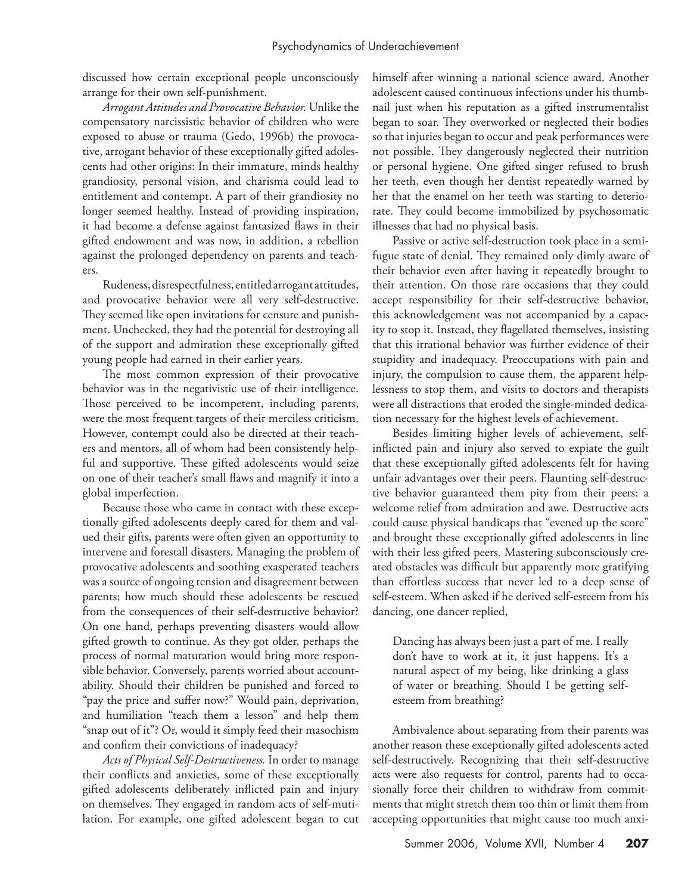discussed how certain exceptional people unconsciously arrange for their own self-punishment.

*Arrogant Attitudes and Provocative Behavior.* Unlike the compensatory narcissistic behavior of children who were exposed to abuse or trauma (Gedo, 1996b) the provocative, arrogant behavior of these exceptionally gifted adolescents had other origins: In their immature, minds healthy grandiosity, personal vision, and charisma could lead to entitlement and contempt. A part of their grandiosity no longer seemed healthy. Instead of providing inspiration, it had become a defense against fantasized flaws in their gifted endowment and was now, in addition, a rebellion against the prolonged dependency on parents and teachers.

Rudeness, disrespectfulness, entitled arrogant attitudes, and provocative behavior were all very self-destructive. They seemed like open invitations for censure and punishment. Unchecked, they had the potential for destroying all of the support and admiration these exceptionally gifted young people had earned in their earlier years.

The most common expression of their provocative behavior was in the negativistic use of their intelligence. Those perceived to be incompetent, including parents, were the most frequent targets of their merciless criticism. However, contempt could also be directed at their teachers and mentors, all of whom had been consistently helpful and supportive. These gifted adolescents would seize on one of their teacher's small flaws and magnify it into a global imperfection.

Because those who came in contact with these exceptionally gifted adolescents deeply cared for them and valued their gifts, parents were often given an opportunity to intervene and forestall disasters. Managing the problem of provocative adolescents and soothing exasperated teachers was a source of ongoing tension and disagreement between parents; how much should these adolescents be rescued from the consequences of their self-destructive behavior? On one hand, perhaps preventing disasters would allow gifted growth to continue. As they got older, perhaps the process of normal maturation would bring more responsible behavior. Conversely, parents worried about accountability. Should their children be punished and forced to "pay the price and suffer now?" Would pain, deprivation, and humiliation "teach them a lesson" and help them "snap out of it"? Or, would it simply feed their masochism and confirm their convictions of inadequacy?

*Acts of Physical Self-Destructiveness.* In order to manage their conflicts and anxieties, some of these exceptionally gifted adolescents deliberately inflicted pain and injury on themselves. They engaged in random acts of self-mutilation. For example, one gifted adolescent began to cut himself after winning a national science award. Another adolescent caused continuous infections under his thumbnail just when his reputation as a gifted instrumentalist began to soar. They overworked or neglected their bodies so that injuries began to occur and peak performances were not possible. They dangerously neglected their nutrition or personal hygiene. One gifted singer refused to brush her teeth, even though her dentist repeatedly warned by her that the enamel on her teeth was starting to deteriorate. They could become immobilized by psychosomatic illnesses that had no physical basis.

Passive or active self-destruction took place in a semi-fugue state of denial. They remained only dimly aware of their behavior even after having it repeatedly brought to their attention. On those rare occasions that they could accept responsibility for their self-destructive behavior, this acknowledgement was not accompanied by a capacity to stop it. Instead, they flagellated themselves, insisting that this irrational behavior was further evidence of their stupidity and inadequacy. Preoccupations with pain and injury, the compulsion to cause them, the apparent helplessness to stop them, and visits to doctors and therapists were all distractions that eroded the single-minded dedication necessary for the highest levels of achievement.

Besides limiting higher levels of achievement, self-inflicted pain and injury also served to expiate the guilt that these exceptionally gifted adolescents felt for having unfair advantages over their peers. Flaunting self-destructive behavior guaranteed them pity from their peers: a welcome relief from admiration and awe. Destructive acts could cause physical handicaps that "evened up the score" and brought these exceptionally gifted adolescents in line with their less gifted peers. Mastering subconsciously created obstacles was difficult but apparently more gratifying than effortless success that never led to a deep sense of self-esteem. When asked if he derived self-esteem from his dancing, one dancer replied,

> Dancing has always been just a part of me. I really don't have to work at it, it just happens. It's a natural aspect of my being, like drinking a glass of water or breathing. Should I be getting self-esteem from breathing?

Ambivalence about separating from their parents was another reason these exceptionally gifted adolescents acted self-destructively. Recognizing that their self-destructive acts were also requests for control, parents had to occasionally force their children to withdraw from commitments that might stretch them too thin or limit them from accepting opportunities that might cause too much anxi-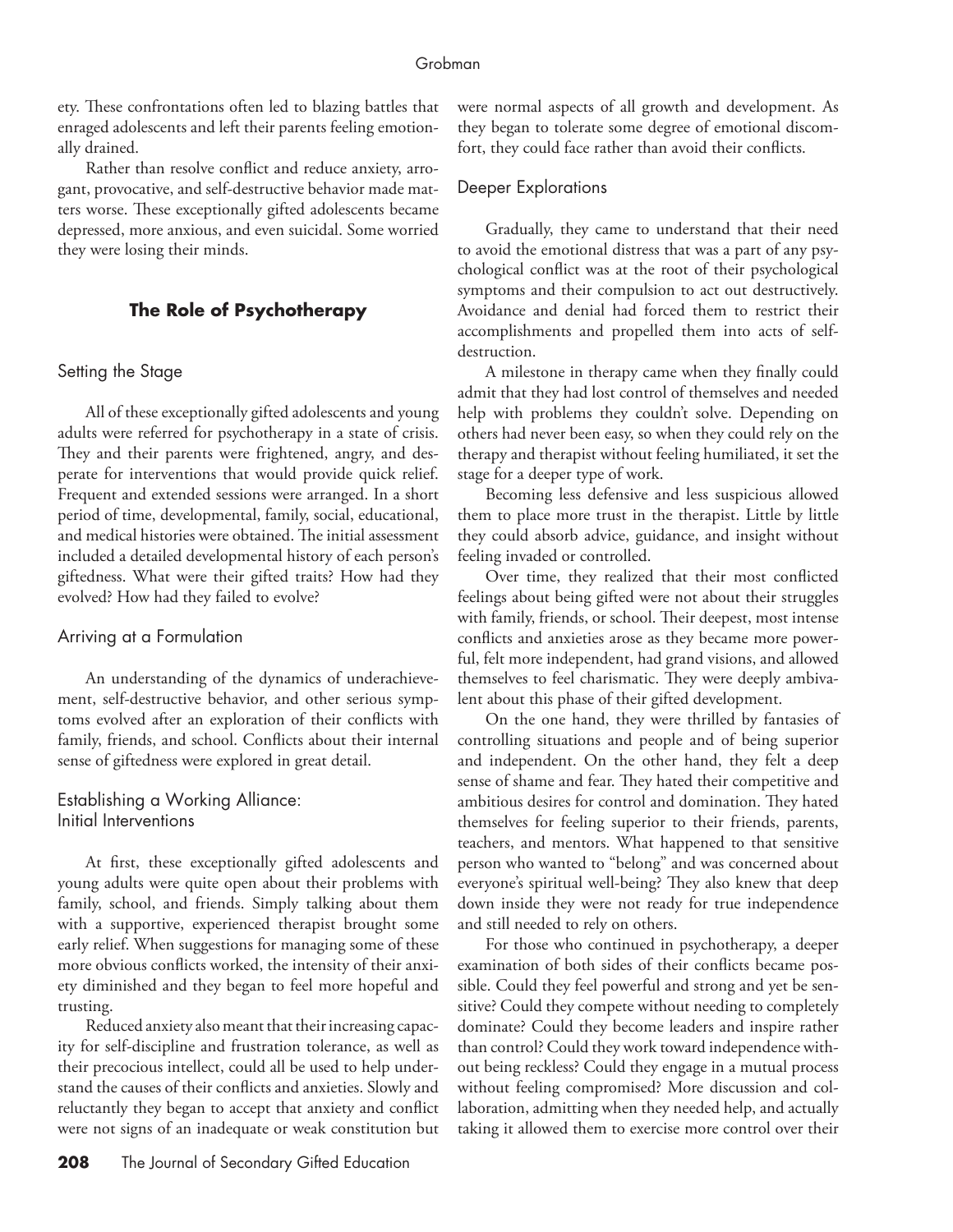ety. These confrontations often led to blazing battles that enraged adolescents and left their parents feeling emotionally drained.

Rather than resolve conflict and reduce anxiety, arrogant, provocative, and self-destructive behavior made matters worse. These exceptionally gifted adolescents became depressed, more anxious, and even suicidal. Some worried they were losing their minds.

## The Role of Psychotherapy

### Setting the Stage

All of these exceptionally gifted adolescents and young adults were referred for psychotherapy in a state of crisis. They and their parents were frightened, angry, and desperate for interventions that would provide quick relief. Frequent and extended sessions were arranged. In a short period of time, developmental, family, social, educational, and medical histories were obtained. The initial assessment included a detailed developmental history of each person's giftedness. What were their gifted traits? How had they evolved? How had they failed to evolve?

### Arriving at a Formulation

An understanding of the dynamics of underachievement, self-destructive behavior, and other serious symptoms evolved after an exploration of their conflicts with family, friends, and school. Conflicts about their internal sense of giftedness were explored in great detail.

### Establishing a Working Alliance: Initial Interventions

At first, these exceptionally gifted adolescents and young adults were quite open about their problems with family, school, and friends. Simply talking about them with a supportive, experienced therapist brought some early relief. When suggestions for managing some of these more obvious conflicts worked, the intensity of their anxiety diminished and they began to feel more hopeful and trusting.

Reduced anxiety also meant that their increasing capacity for self-discipline and frustration tolerance, as well as their precocious intellect, could all be used to help understand the causes of their conflicts and anxieties. Slowly and reluctantly they began to accept that anxiety and conflict were not signs of an inadequate or weak constitution but were normal aspects of all growth and development. As they began to tolerate some degree of emotional discomfort, they could face rather than avoid their conflicts.

### Deeper Explorations

Gradually, they came to understand that their need to avoid the emotional distress that was a part of any psychological conflict was at the root of their psychological symptoms and their compulsion to act out destructively. Avoidance and denial had forced them to restrict their accomplishments and propelled them into acts of self-destruction.

A milestone in therapy came when they finally could admit that they had lost control of themselves and needed help with problems they couldn't solve. Depending on others had never been easy, so when they could rely on the therapy and therapist without feeling humiliated, it set the stage for a deeper type of work.

Becoming less defensive and less suspicious allowed them to place more trust in the therapist. Little by little they could absorb advice, guidance, and insight without feeling invaded or controlled.

Over time, they realized that their most conflicted feelings about being gifted were not about their struggles with family, friends, or school. Their deepest, most intense conflicts and anxieties arose as they became more powerful, felt more independent, had grand visions, and allowed themselves to feel charismatic. They were deeply ambivalent about this phase of their gifted development.

On the one hand, they were thrilled by fantasies of controlling situations and people and of being superior and independent. On the other hand, they felt a deep sense of shame and fear. They hated their competitive and ambitious desires for control and domination. They hated themselves for feeling superior to their friends, parents, teachers, and mentors. What happened to that sensitive person who wanted to "belong" and was concerned about everyone's spiritual well-being? They also knew that deep down inside they were not ready for true independence and still needed to rely on others.

For those who continued in psychotherapy, a deeper examination of both sides of their conflicts became possible. Could they feel powerful and strong and yet be sensitive? Could they compete without needing to completely dominate? Could they become leaders and inspire rather than control? Could they work toward independence without being reckless? Could they engage in a mutual process without feeling compromised? More discussion and collaboration, admitting when they needed help, and actually taking it allowed them to exercise more control over their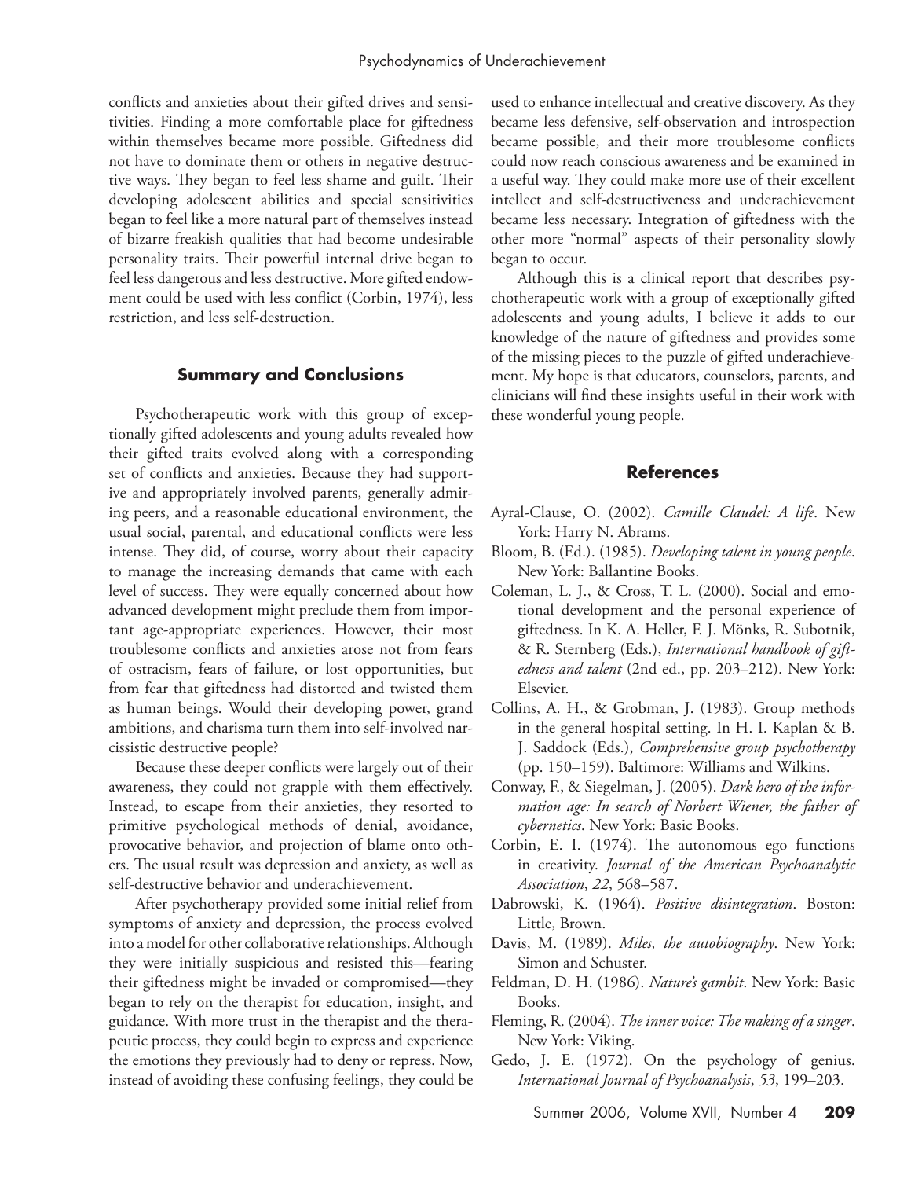conflicts and anxieties about their gifted drives and sensitivities. Finding a more comfortable place for giftedness within themselves became more possible. Giftedness did not have to dominate them or others in negative destructive ways. They began to feel less shame and guilt. Their developing adolescent abilities and special sensitivities began to feel like a more natural part of themselves instead of bizarre freakish qualities that had become undesirable personality traits. Their powerful internal drive began to feel less dangerous and less destructive. More gifted endowment could be used with less conflict (Corbin, 1974), less restriction, and less self-destruction.

## Summary and Conclusions

Psychotherapeutic work with this group of exceptionally gifted adolescents and young adults revealed how their gifted traits evolved along with a corresponding set of conflicts and anxieties. Because they had supportive and appropriately involved parents, generally admiring peers, and a reasonable educational environment, the usual social, parental, and educational conflicts were less intense. They did, of course, worry about their capacity to manage the increasing demands that came with each level of success. They were equally concerned about how advanced development might preclude them from important age-appropriate experiences. However, their most troublesome conflicts and anxieties arose not from fears of ostracism, fears of failure, or lost opportunities, but from fear that giftedness had distorted and twisted them as human beings. Would their developing power, grand ambitions, and charisma turn them into self-involved narcissistic destructive people?

Because these deeper conflicts were largely out of their awareness, they could not grapple with them effectively. Instead, to escape from their anxieties, they resorted to primitive psychological methods of denial, avoidance, provocative behavior, and projection of blame onto others. The usual result was depression and anxiety, as well as self-destructive behavior and underachievement.

After psychotherapy provided some initial relief from symptoms of anxiety and depression, the process evolved into a model for other collaborative relationships. Although they were initially suspicious and resisted this—fearing their giftedness might be invaded or compromised—they began to rely on the therapist for education, insight, and guidance. With more trust in the therapist and the therapeutic process, they could begin to express and experience the emotions they previously had to deny or repress. Now, instead of avoiding these confusing feelings, they could be used to enhance intellectual and creative discovery. As they became less defensive, self-observation and introspection became possible, and their more troublesome conflicts could now reach conscious awareness and be examined in a useful way. They could make more use of their excellent intellect and self-destructiveness and underachievement became less necessary. Integration of giftedness with the other more "normal" aspects of their personality slowly began to occur.

Although this is a clinical report that describes psychotherapeutic work with a group of exceptionally gifted adolescents and young adults, I believe it adds to our knowledge of the nature of giftedness and provides some of the missing pieces to the puzzle of gifted underachievement. My hope is that educators, counselors, parents, and clinicians will find these insights useful in their work with these wonderful young people.

## References

Ayral-Clause, O. (2002). *Camille Claudel: A life*. New York: Harry N. Abrams.

Bloom, B. (Ed.). (1985). *Developing talent in young people*. New York: Ballantine Books.

Coleman, L. J., & Cross, T. L. (2000). Social and emotional development and the personal experience of giftedness. In K. A. Heller, F. J. Mönks, R. Subotnik, & R. Sternberg (Eds.), *International handbook of giftedness and talent* (2nd ed., pp. 203–212). New York: Elsevier.

Collins, A. H., & Grobman, J. (1983). Group methods in the general hospital setting. In H. I. Kaplan & B. J. Saddock (Eds.), *Comprehensive group psychotherapy* (pp. 150–159). Baltimore: Williams and Wilkins.

Conway, F., & Siegelman, J. (2005). *Dark hero of the information age: In search of Norbert Wiener, the father of cybernetics*. New York: Basic Books.

Corbin, E. I. (1974). The autonomous ego functions in creativity. *Journal of the American Psychoanalytic Association*, *22*, 568–587.

Dabrowski, K. (1964). *Positive disintegration*. Boston: Little, Brown.

Davis, M. (1989). *Miles, the autobiography*. New York: Simon and Schuster.

Feldman, D. H. (1986). *Nature's gambit*. New York: Basic Books.

Fleming, R. (2004). *The inner voice: The making of a singer*. New York: Viking.

Gedo, J. E. (1972). On the psychology of genius. *International Journal of Psychoanalysis*, *53*, 199–203.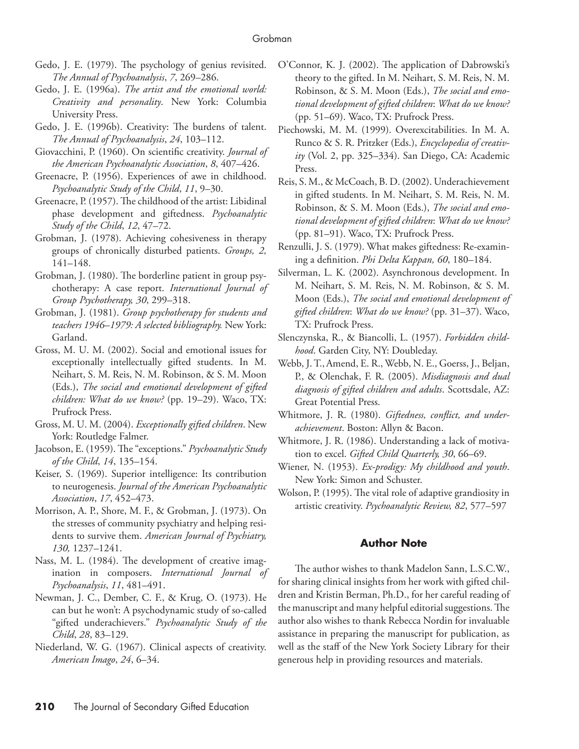Gedo, J. E. (1979). The psychology of genius revisited. *The Annual of Psychoanalysis*, *7*, 269–286.

Gedo, J. E. (1996a). *The artist and the emotional world: Creativity and personality*. New York: Columbia University Press.

Gedo, J. E. (1996b). Creativity: The burdens of talent. *The Annual of Psychoanalysis*, *24*, 103–112.

Giovacchini, P. (1960). On scientific creativity. *Journal of the American Psychoanalytic Association*, *8*, 407–426.

Greenacre, P. (1956). Experiences of awe in childhood. *Psychoanalytic Study of the Child*, *11*, 9–30.

Greenacre, P. (1957). The childhood of the artist: Libidinal phase development and giftedness. *Psychoanalytic Study of the Child*, *12*, 47–72.

Grobman, J. (1978). Achieving cohesiveness in therapy groups of chronically disturbed patients. *Groups, 2,* 141–148.

Grobman, J. (1980). The borderline patient in group psychotherapy: A case report. *International Journal of Group Psychotherapy, 30*, 299–318.

Grobman, J. (1981). *Group psychotherapy for students and teachers 1946–1979: A selected bibliography.* New York: Garland.

Gross, M. U. M. (2002). Social and emotional issues for exceptionally intellectually gifted students. In M. Neihart, S. M. Reis, N. M. Robinson, & S. M. Moon (Eds.), *The social and emotional development of gifted children: What do we know?* (pp. 19–29). Waco, TX: Prufrock Press.

Gross, M. U. M. (2004). *Exceptionally gifted children*. New York: Routledge Falmer.

Jacobson, E. (1959). The "exceptions." *Psychoanalytic Study of the Child*, *14*, 135–154.

Keiser, S. (1969). Superior intelligence: Its contribution to neurogenesis. *Journal of the American Psychoanalytic Association*, *17*, 452–473.

Morrison, A. P., Shore, M. F., & Grobman, J. (1973). On the stresses of community psychiatry and helping residents to survive them. *American Journal of Psychiatry, 130,* 1237–1241.

Nass, M. L. (1984). The development of creative imagination in composers. *International Journal of Psychoanalysis*, *11*, 481–491.

Newman, J. C., Dember, C. F., & Krug, O. (1973). He can but he won't: A psychodynamic study of so-called "gifted underachievers." *Psychoanalytic Study of the Child*, *28*, 83–129.

Niederland, W. G. (1967). Clinical aspects of creativity. *American Imago*, *24*, 6–34.

O'Connor, K. J. (2002). The application of Dabrowski's theory to the gifted. In M. Neihart, S. M. Reis, N. M. Robinson, & S. M. Moon (Eds.), *The social and emotional development of gifted children*: *What do we know?* (pp. 51–69). Waco, TX: Prufrock Press.

Piechowski, M. M. (1999). Overexcitabilities. In M. A. Runco & S. R. Pritzker (Eds.), *Encyclopedia of creativity* (Vol. 2, pp. 325–334). San Diego, CA: Academic Press.

Reis, S. M., & McCoach, B. D. (2002). Underachievement in gifted students. In M. Neihart, S. M. Reis, N. M. Robinson, & S. M. Moon (Eds.), *The social and emotional development of gifted children*: *What do we know?* (pp. 81–91). Waco, TX: Prufrock Press.

Renzulli, J. S. (1979). What makes giftedness: Re-examining a definition. *Phi Delta Kappan, 60*, 180–184.

Silverman, L. K. (2002). Asynchronous development. In M. Neihart, S. M. Reis, N. M. Robinson, & S. M. Moon (Eds.), *The social and emotional development of gifted children*: *What do we know?* (pp. 31–37). Waco, TX: Prufrock Press.

Slenczynska, R., & Biancolli, L. (1957). *Forbidden childhood*. Garden City, NY: Doubleday.

Webb, J. T., Amend, E. R., Webb, N. E., Goerss, J., Beljan, P., & Olenchak, F. R. (2005). *Misdiagnosis and dual diagnosis of gifted children and adults*. Scottsdale, AZ: Great Potential Press.

Whitmore, J. R. (1980). *Giftedness, conflict, and underachievement*. Boston: Allyn & Bacon.

Whitmore, J. R. (1986). Understanding a lack of motivation to excel. *Gifted Child Quarterly, 30*, 66–69.

Wiener, N. (1953). *Ex-prodigy: My childhood and youth*. New York: Simon and Schuster.

Wolson, P. (1995). The vital role of adaptive grandiosity in artistic creativity. *Psychoanalytic Review, 82*, 577–597

## Author Note

The author wishes to thank Madelon Sann, L.S.C.W., for sharing clinical insights from her work with gifted children and Kristin Berman, Ph.D., for her careful reading of the manuscript and many helpful editorial suggestions. The author also wishes to thank Rebecca Nordin for invaluable assistance in preparing the manuscript for publication, as well as the staff of the New York Society Library for their generous help in providing resources and materials.